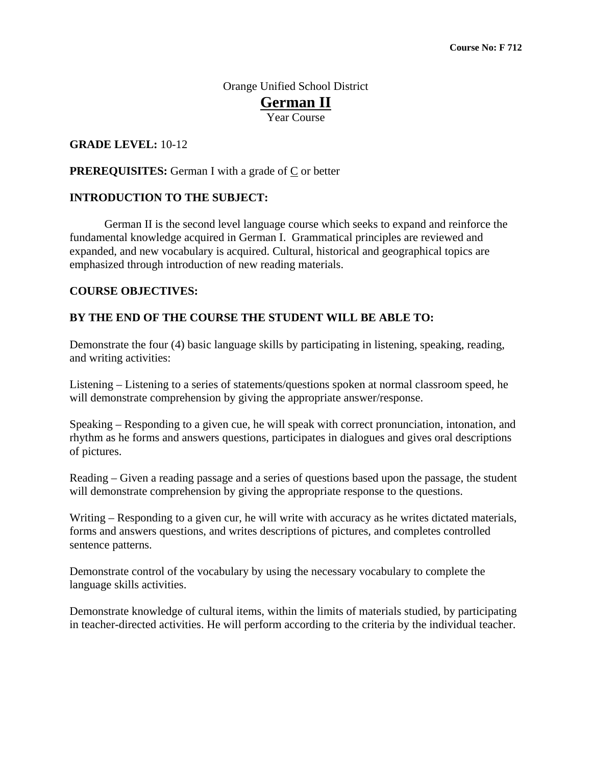**Course No: F 712**

Orange Unified School District

# German II

Year Course

**GRADE LEVEL:** 10-12

**PREREQUISITES:** German I with a grade of C or better

**INTRODUCTION TO THE SUBJECT:**

German II is the second level language course which seeks to expand and reinforce the fundamental knowledge acquired in German I. Grammatical principles are reviewed and expanded, and new vocabulary is acquired. Cultural, historical and geographical topics are emphasized through introduction of new reading materials.

**COURSE OBJECTIVES:**

**BY THE END OF THE COURSE THE STUDENT WILL BE ABLE TO:**

Demonstrate the four (4) basic language skills by participating in listening, speaking, reading, and writing activities:

Listening – Listening to a series of statements/questions spoken at normal classroom speed, he will demonstrate comprehension by giving the appropriate answer/response.

Speaking – Responding to a given cue, he will speak with correct pronunciation, intonation, and rhythm as he forms and answers questions, participates in dialogues and gives oral descriptions of pictures.

Reading – Given a reading passage and a series of questions based upon the passage, the student will demonstrate comprehension by giving the appropriate response to the questions.

Writing – Responding to a given cur, he will write with accuracy as he writes dictated materials, forms and answers questions, and writes descriptions of pictures, and completes controlled sentence patterns.

Demonstrate control of the vocabulary by using the necessary vocabulary to complete the language skills activities.

Demonstrate knowledge of cultural items, within the limits of materials studied, by participating in teacher-directed activities. He will perform according to the criteria by the individual teacher.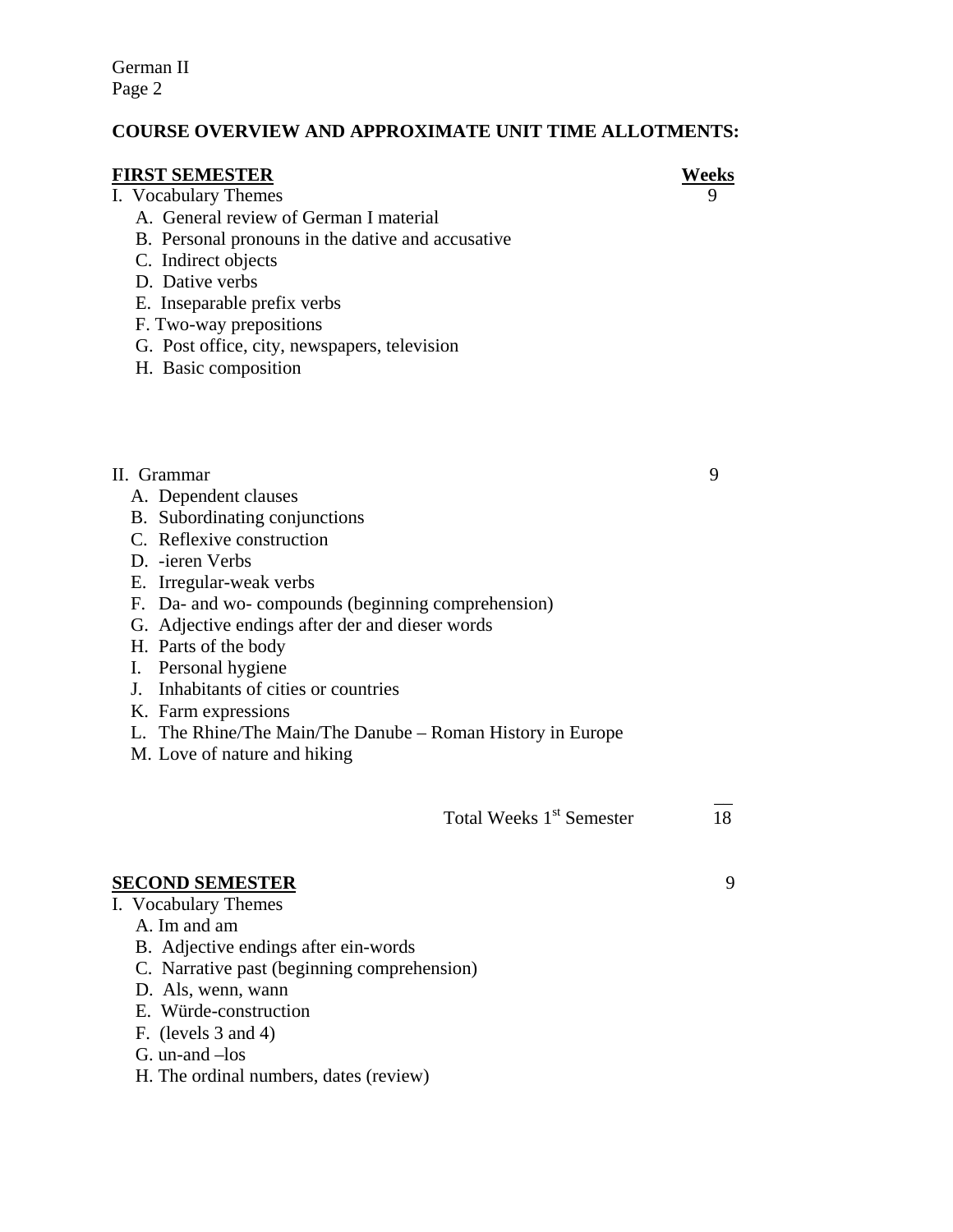## COURSE OVERVIEW AND APPROXIMATE UNIT TIME ALLOTMENTS:

| **FIRST SEMESTER** | **Weeks** |
|---|---|
| I. Vocabulary Themes | 9 |
| A. General review of German I material | |
| B. Personal pronouns in the dative and accusative | |
| C. Indirect objects | |
| D. Dative verbs | |
| E. Inseparable prefix verbs | |
| F. Two-way prepositions | |
| G. Post office, city, newspapers, television | |
| H. Basic composition | |
| II. Grammar | 9 |
| A. Dependent clauses | |
| B. Subordinating conjunctions | |
| C. Reflexive construction | |
| D. -ieren Verbs | |
| E. Irregular-weak verbs | |
| F. Da- and wo- compounds (beginning comprehension) | |
| G. Adjective endings after der and dieser words | |
| H. Parts of the body | |
| I. Personal hygiene | |
| J. Inhabitants of cities or countries | |
| K. Farm expressions | |
| L. The Rhine/The Main/The Danube – Roman History in Europe | |
| M. Love of nature and hiking | |
| Total Weeks 1st Semester | 18 |

| **SECOND SEMESTER** | 9 |
|---|---|
| I. Vocabulary Themes | |
| A. Im and am | |
| B. Adjective endings after ein-words | |
| C. Narrative past (beginning comprehension) | |
| D. Als, wenn, wann | |
| E. Würde-construction | |
| F. (levels 3 and 4) | |
| G. un-and –los | |
| H. The ordinal numbers, dates (review) | |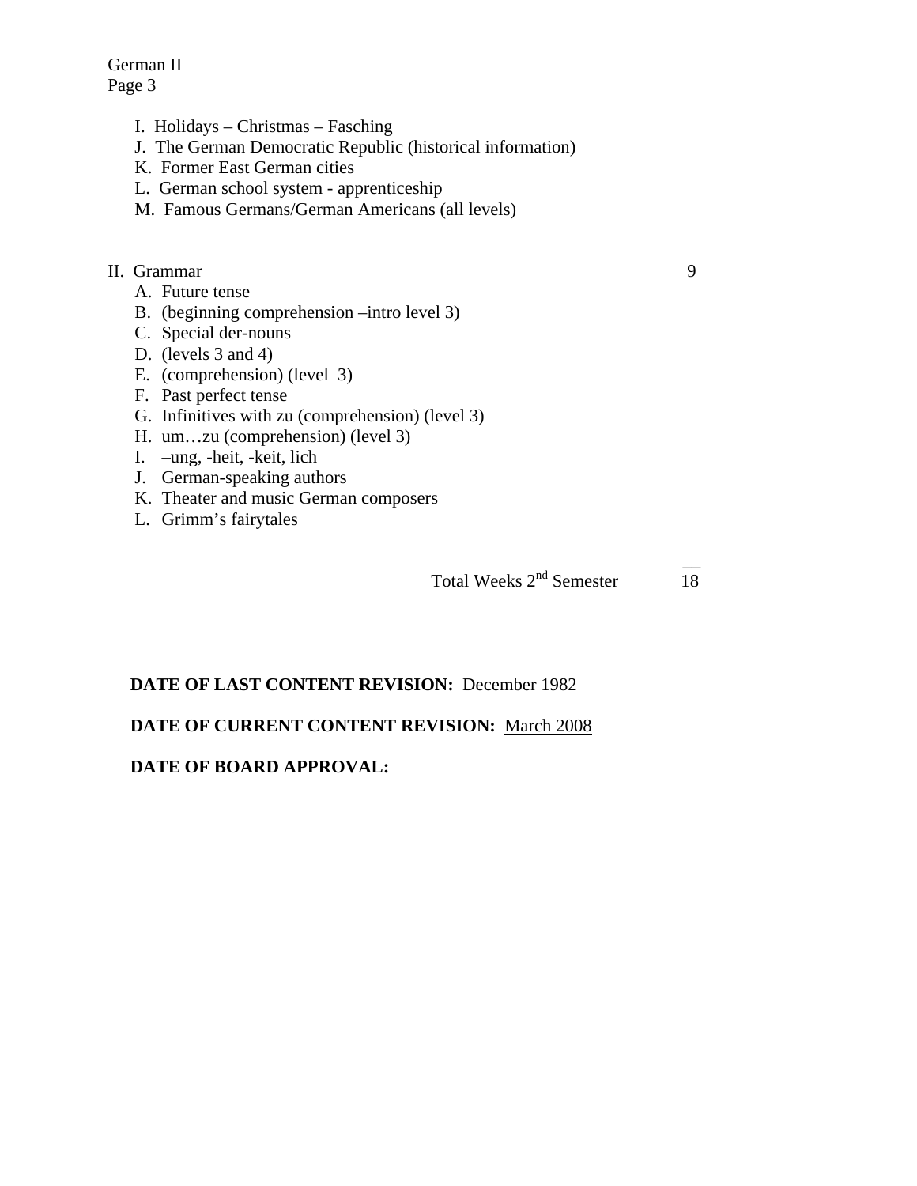I. Holidays – Christmas – Fasching
J. The German Democratic Republic (historical information)
K. Former East German cities
L. German school system - apprenticeship
M. Famous Germans/German Americans (all levels)

II. Grammar 9

A. Future tense
B. (beginning comprehension –intro level 3)
C. Special der-nouns
D. (levels 3 and 4)
E. (comprehension) (level 3)
F. Past perfect tense
G. Infinitives with zu (comprehension) (level 3)
H. um…zu (comprehension) (level 3)
I. –ung, -heit, -keit, lich
J. German-speaking authors
K. Theater and music German composers
L. Grimm's fairytales

Total Weeks 2nd Semester 18

**DATE OF LAST CONTENT REVISION:** December 1982

**DATE OF CURRENT CONTENT REVISION:** March 2008

**DATE OF BOARD APPROVAL:**